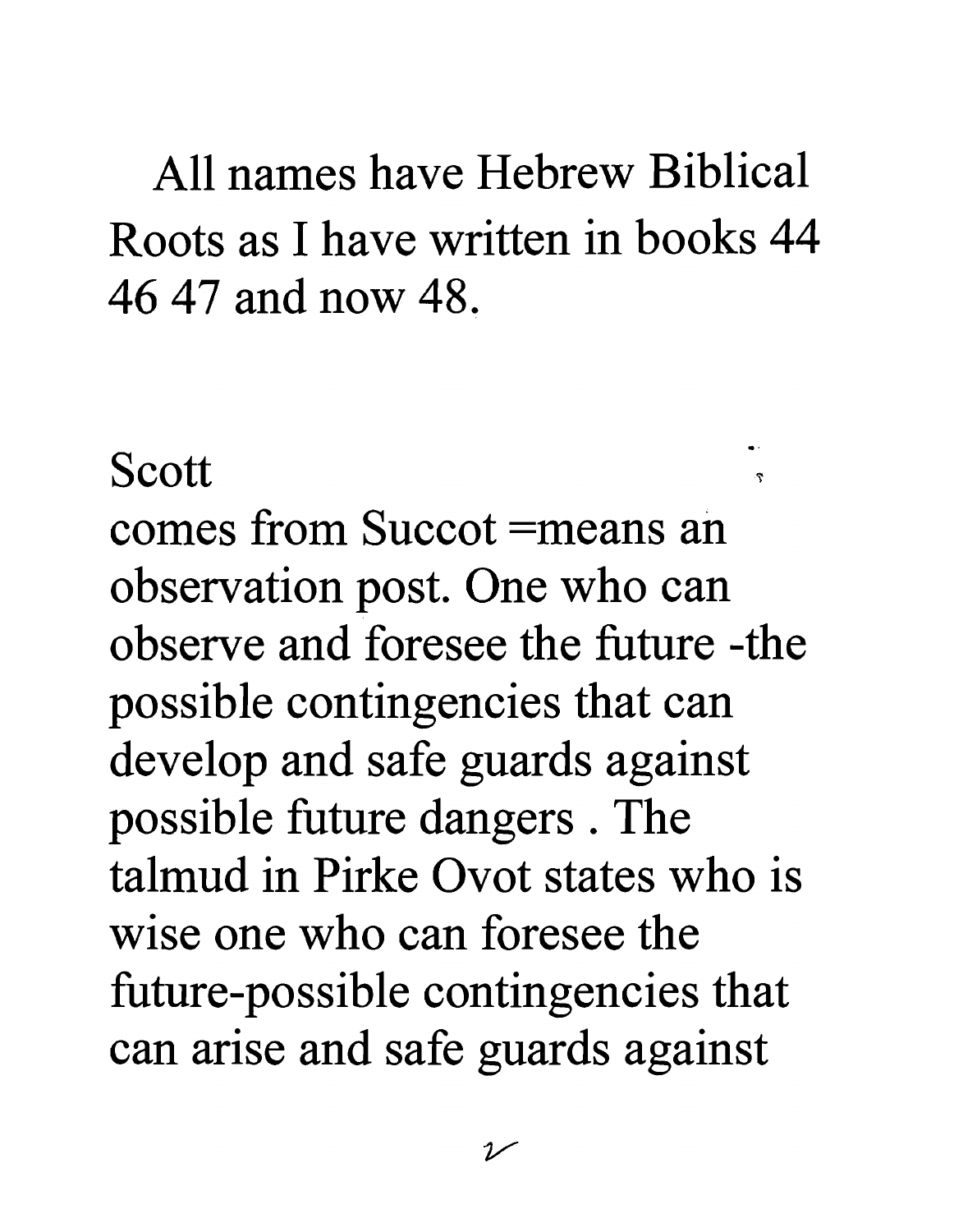All names have Hebrew Biblical Roots as I have written in books 44 46 47 and now 48.

Scott

comes from Succot =means an observation post. One who can observe and foresee the future -the possible contingencies that can develop and safe guards against possible future dangers . The talmud in Pirke Ovot states who is wise one who can foresee the future-possible contingencies that can arise and safe guards against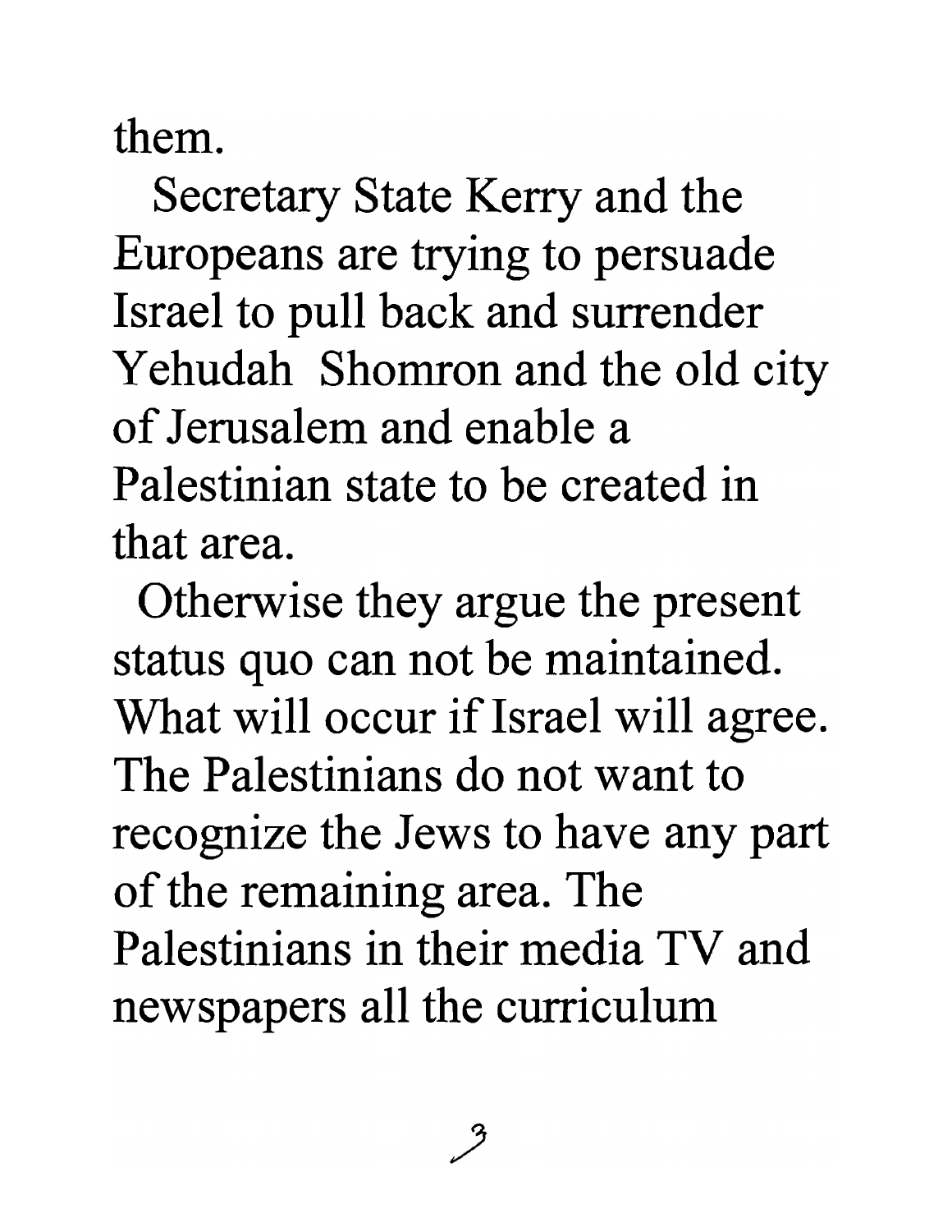them.

Secretary State Kerry and the Europeans are trying to persuade Israel to pull back and surrender Yehudah Shomron and the old city of Jerusalem and enable a Palestinian state to be created in that area.

Otherwise they argue the present status quo can not be maintained. What will occur if Israel will agree. The Palestinians do not want to recognize the Jews to have any part of the remaining area. The Palestinians in their media TV and newspapers all the curriculum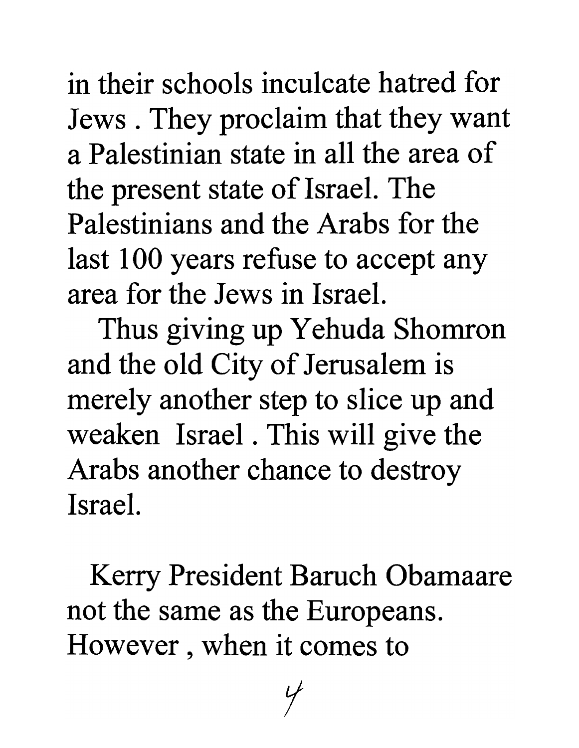in their schools inculcate hatred for Jews . They proclaim that they want a Palestinian state in all the area of the present state of Israel. The Palestinians and the Arabs for the last 100 years refuse to accept any area for the Jews in Israel.

Thus giving up Yehuda Shomron and the old City of Jerusalem is merely another step to slice up and weaken Israel . This will give the Arabs another chance to destroy Israel.

Kerry President Baruch Obamaare not the same as the Europeans. However , when it comes to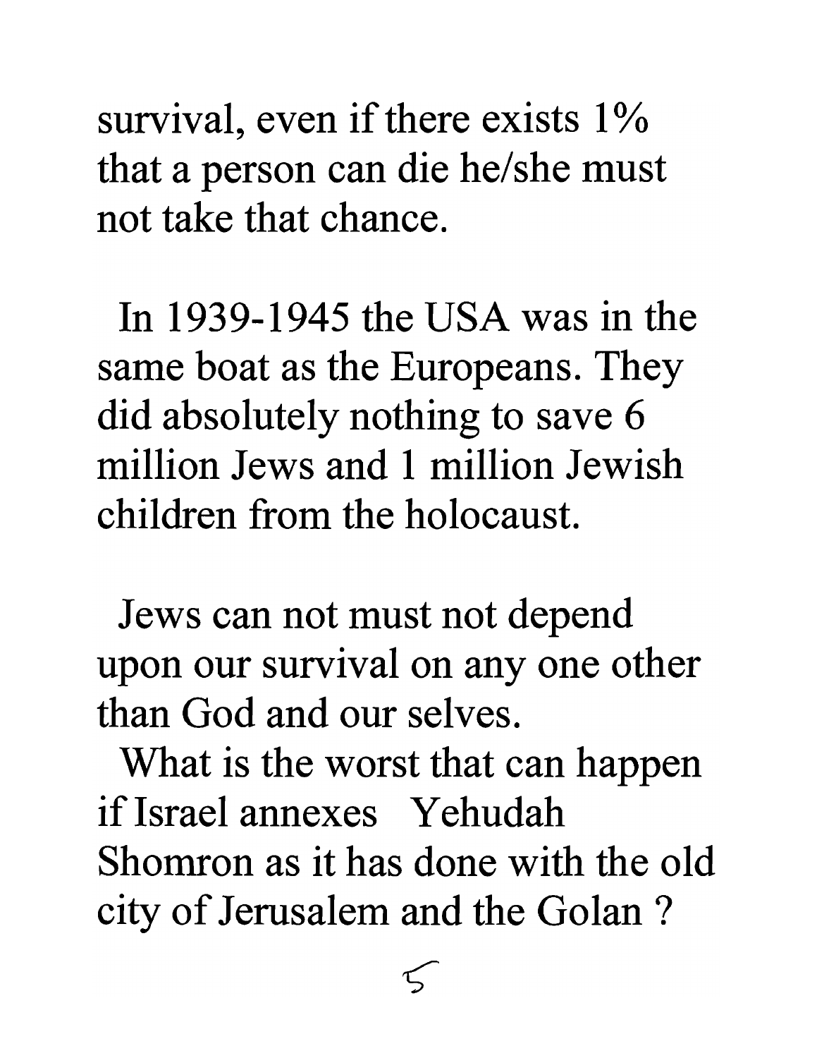survival, even if there exists 1% that a person can die he/she must not take that chance.

In 1939-1945 the USA was in the same boat as the Europeans. They did absolutely nothing to save 6 million Jews and 1 million Jewish children from the holocaust.

Jews can not must not depend upon our survival on any one other than God and our selves.

What is the worst that can happen if Israel annexes Yehudah Shomron as it has done with the old city of Jerusalem and the Golan ?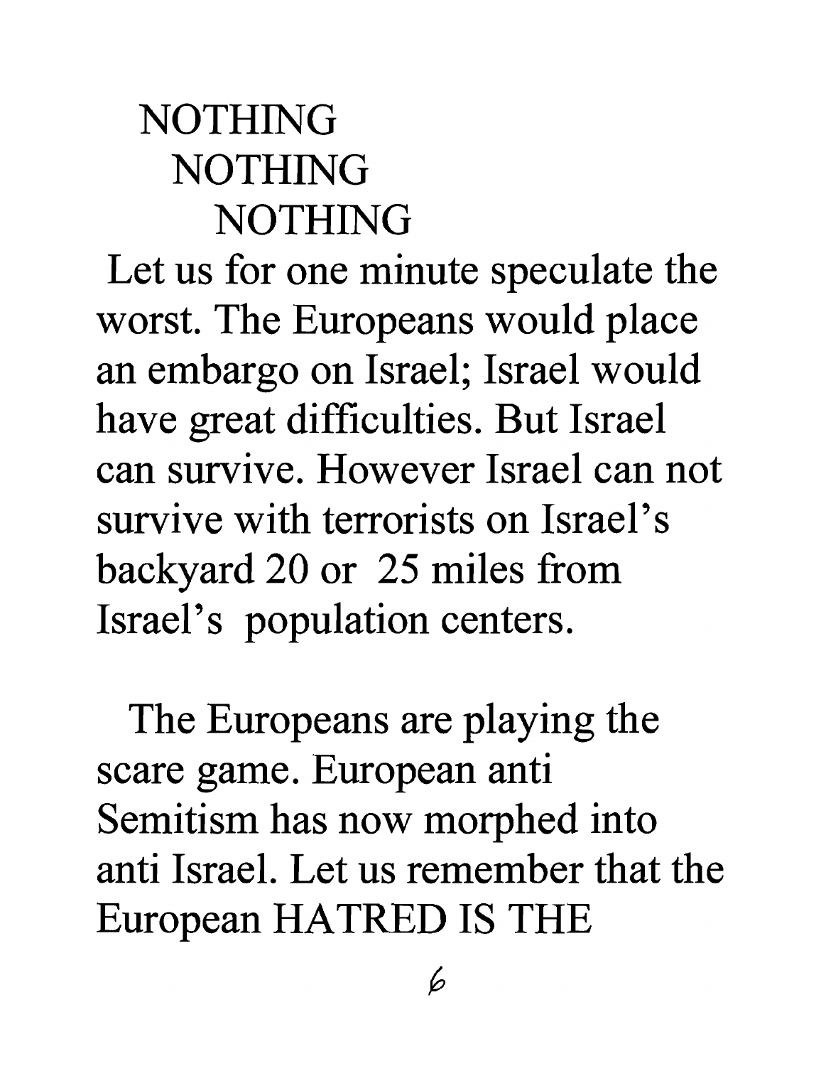NOTHING
NOTHING
NOTHING

Let us for one minute speculate the worst. The Europeans would place an embargo on Israel; Israel would have great difficulties. But Israel can survive. However Israel can not survive with terrorists on Israel's backyard 20 or 25 miles from Israel's population centers.

The Europeans are playing the scare game. European anti Semitism has now morphed into anti Israel. Let us remember that the European HATRED IS THE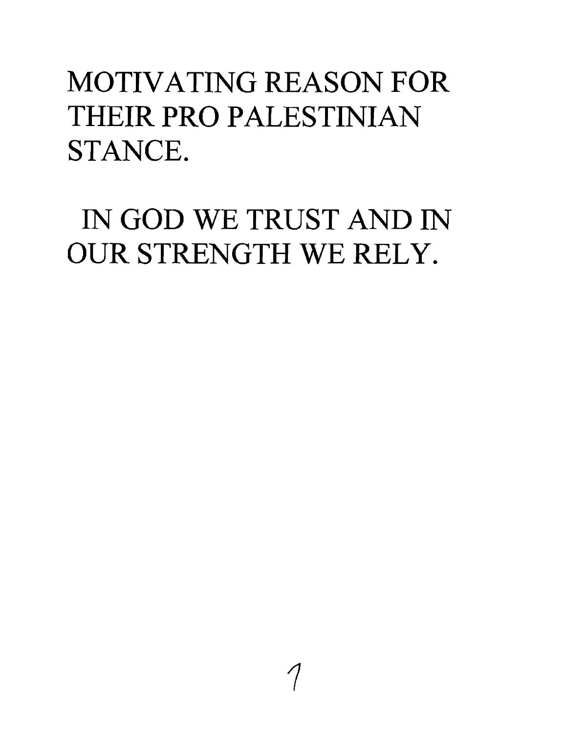MOTIVATING REASON FOR THEIR PRO PALESTINIAN STANCE.

IN GOD WE TRUST AND IN OUR STRENGTH WE RELY.